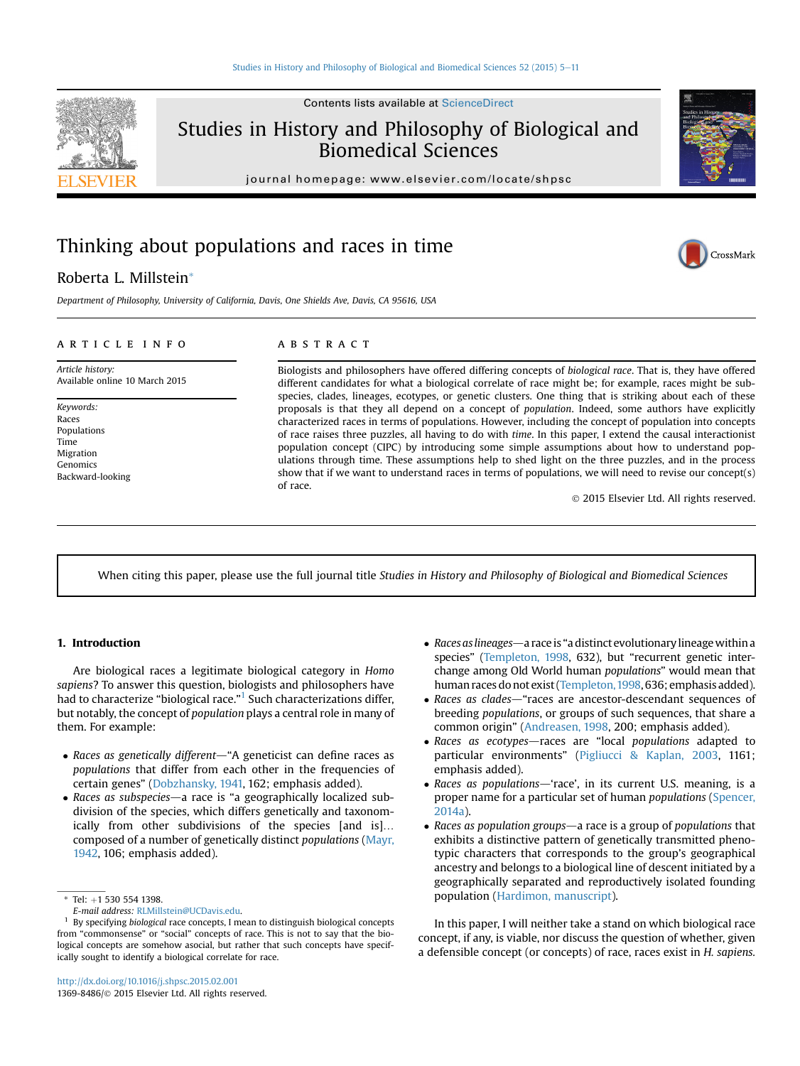Contents lists available at ScienceDirect

# Studies in History and Philosophy of Biological and Biomedical Sciences

journal homepage: www.elsevier.com/locate/shpsc

# Thinking about populations and races in time

Roberta L. Millstein*

*Department of Philosophy, University of California, Davis, One Shields Ave, Davis, CA 95616, USA*

## ARTICLE INFO

*Article history:*
Available online 10 March 2015

*Keywords:*
Races
Populations
Time
Migration
Genomics
Backward-looking

## ABSTRACT

Biologists and philosophers have offered differing concepts of *biological race*. That is, they have offered different candidates for what a biological correlate of race might be; for example, races might be subspecies, clades, lineages, ecotypes, or genetic clusters. One thing that is striking about each of these proposals is that they all depend on a concept of *population*. Indeed, some authors have explicitly characterized races in terms of populations. However, including the concept of population into concepts of race raises three puzzles, all having to do with *time*. In this paper, I extend the causal interactionist population concept (CIPC) by introducing some simple assumptions about how to understand populations through time. These assumptions help to shed light on the three puzzles, and in the process show that if we want to understand races in terms of populations, we will need to revise our concept(s) of race.

© 2015 Elsevier Ltd. All rights reserved.

When citing this paper, please use the full journal title *Studies in History and Philosophy of Biological and Biomedical Sciences*

## 1. Introduction

Are biological races a legitimate biological category in *Homo sapiens*? To answer this question, biologists and philosophers have had to characterize "biological race."[1] Such characterizations differ, but notably, the concept of *population* plays a central role in many of them. For example:

- *Races as genetically different*—"A geneticist can define races as *populations* that differ from each other in the frequencies of certain genes" (Dobzhansky, 1941, 162; emphasis added).
- *Races as subspecies*—a race is "a geographically localized subdivision of the species, which differs genetically and taxonomically from other subdivisions of the species [and is]… composed of a number of genetically distinct *populations* (Mayr, 1942, 106; emphasis added).
- *Races as lineages*—a race is "a distinct evolutionary lineage within a species" (Templeton, 1998, 632), but "recurrent genetic interchange among Old World human *populations*" would mean that human races do not exist (Templeton, 1998, 636; emphasis added).
- *Races as clades*—"races are ancestor-descendant sequences of breeding *populations*, or groups of such sequences, that share a common origin" (Andreasen, 1998, 200; emphasis added).
- *Races as ecotypes*—races are "local *populations* adapted to particular environments" (Pigliucci & Kaplan, 2003, 1161; emphasis added).
- *Races as populations*—'race', in its current U.S. meaning, is a proper name for a particular set of human *populations* (Spencer, 2014a).
- *Races as population groups*—a race is a group of *populations* that exhibits a distinctive pattern of genetically transmitted phenotypic characters that corresponds to the group's geographical ancestry and belongs to a biological line of descent initiated by a geographically separated and reproductively isolated founding population (Hardimon, manuscript).

In this paper, I will neither take a stand on which biological race concept, if any, is viable, nor discuss the question of whether, given a defensible concept (or concepts) of race, races exist in *H. sapiens*.

---

\* Tel: +1 530 554 1398.
*E-mail address:* RLMillstein@UCDavis.edu.

[1] By specifying *biological* race concepts, I mean to distinguish biological concepts from "commonsense" or "social" concepts of race. This is not to say that the biological concepts are somehow asocial, but rather that such concepts have specifically sought to identify a biological correlate for race.

http://dx.doi.org/10.1016/j.shpsc.2015.02.001
1369-8486/© 2015 Elsevier Ltd. All rights reserved.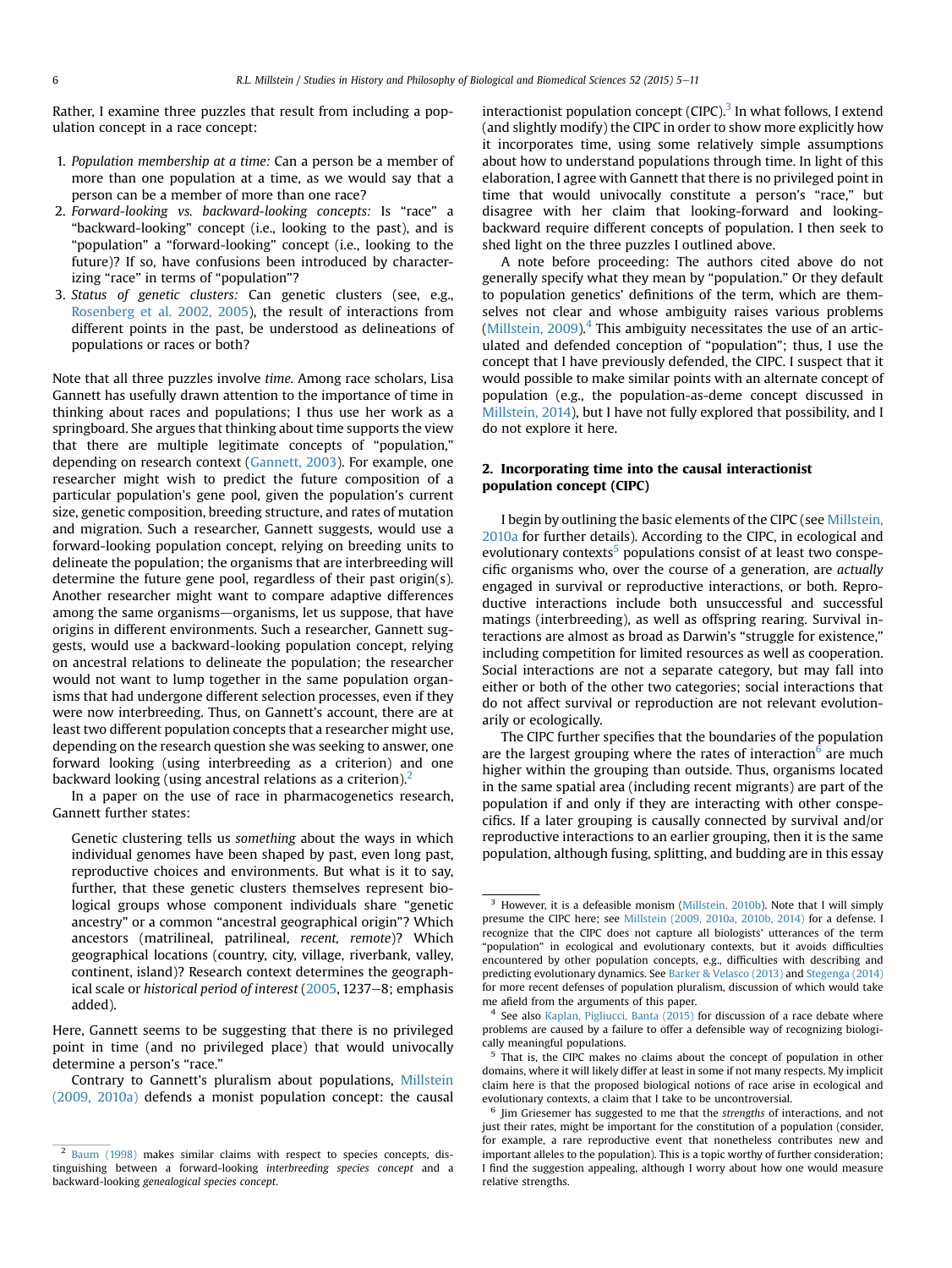Rather, I examine three puzzles that result from including a population concept in a race concept:

1. *Population membership at a time:* Can a person be a member of more than one population at a time, as we would say that a person can be a member of more than one race?
2. *Forward-looking vs. backward-looking concepts:* Is "race" a "backward-looking" concept (i.e., looking to the past), and is "population" a "forward-looking" concept (i.e., looking to the future)? If so, have confusions been introduced by characterizing "race" in terms of "population"?
3. *Status of genetic clusters:* Can genetic clusters (see, e.g., Rosenberg et al. 2002, 2005), the result of interactions from different points in the past, be understood as delineations of populations or races or both?

Note that all three puzzles involve *time.* Among race scholars, Lisa Gannett has usefully drawn attention to the importance of time in thinking about races and populations; I thus use her work as a springboard. She argues that thinking about time supports the view that there are multiple legitimate concepts of "population," depending on research context (Gannett, 2003). For example, one researcher might wish to predict the future composition of a particular population's gene pool, given the population's current size, genetic composition, breeding structure, and rates of mutation and migration. Such a researcher, Gannett suggests, would use a forward-looking population concept, relying on breeding units to delineate the population; the organisms that are interbreeding will determine the future gene pool, regardless of their past origin(s). Another researcher might want to compare adaptive differences among the same organisms—organisms, let us suppose, that have origins in different environments. Such a researcher, Gannett suggests, would use a backward-looking population concept, relying on ancestral relations to delineate the population; the researcher would not want to lump together in the same population organisms that had undergone different selection processes, even if they were now interbreeding. Thus, on Gannett's account, there are at least two different population concepts that a researcher might use, depending on the research question she was seeking to answer, one forward looking (using interbreeding as a criterion) and one backward looking (using ancestral relations as a criterion).[2]

In a paper on the use of race in pharmacogenetics research, Gannett further states:

> Genetic clustering tells us *something* about the ways in which individual genomes have been shaped by past, even long past, reproductive choices and environments. But what is it to say, further, that these genetic clusters themselves represent biological groups whose component individuals share "genetic ancestry" or a common "ancestral geographical origin"? Which ancestors (matrilineal, patrilineal, *recent, remote*)? Which geographical locations (country, city, village, riverbank, valley, continent, island)? Research context determines the geographical scale or *historical period of interest* (2005, 1237–8; emphasis added).

Here, Gannett seems to be suggesting that there is no privileged point in time (and no privileged place) that would univocally determine a person's "race."

Contrary to Gannett's pluralism about populations, Millstein (2009, 2010a) defends a monist population concept: the causal interactionist population concept (CIPC).[3] In what follows, I extend (and slightly modify) the CIPC in order to show more explicitly how it incorporates time, using some relatively simple assumptions about how to understand populations through time. In light of this elaboration, I agree with Gannett that there is no privileged point in time that would univocally constitute a person's "race," but disagree with her claim that looking-forward and looking-backward require different concepts of population. I then seek to shed light on the three puzzles I outlined above.

A note before proceeding: The authors cited above do not generally specify what they mean by "population." Or they default to population genetics' definitions of the term, which are themselves not clear and whose ambiguity raises various problems (Millstein, 2009).[4] This ambiguity necessitates the use of an articulated and defended conception of "population"; thus, I use the concept that I have previously defended, the CIPC. I suspect that it would possible to make similar points with an alternate concept of population (e.g., the population-as-deme concept discussed in Millstein, 2014), but I have not fully explored that possibility, and I do not explore it here.

## 2. Incorporating time into the causal interactionist population concept (CIPC)

I begin by outlining the basic elements of the CIPC (see Millstein, 2010a for further details). According to the CIPC, in ecological and evolutionary contexts[5] populations consist of at least two conspecific organisms who, over the course of a generation, are *actually* engaged in survival or reproductive interactions, or both. Reproductive interactions include both unsuccessful and successful matings (interbreeding), as well as offspring rearing. Survival interactions are almost as broad as Darwin's "struggle for existence," including competition for limited resources as well as cooperation. Social interactions are not a separate category, but may fall into either or both of the other two categories; social interactions that do not affect survival or reproduction are not relevant evolutionarily or ecologically.

The CIPC further specifies that the boundaries of the population are the largest grouping where the rates of interaction[6] are much higher within the grouping than outside. Thus, organisms located in the same spatial area (including recent migrants) are part of the population if and only if they are interacting with other conspecifics. If a later grouping is causally connected by survival and/or reproductive interactions to an earlier grouping, then it is the same population, although fusing, splitting, and budding are in this essay

---

[2] Baum (1998) makes similar claims with respect to species concepts, distinguishing between a forward-looking *interbreeding species concept* and a backward-looking *genealogical species concept*.

[3] However, it is a defeasible monism (Millstein, 2010b). Note that I will simply presume the CIPC here; see Millstein (2009, 2010a, 2010b, 2014) for a defense. I recognize that the CIPC does not capture all biologists' utterances of the term "population" in ecological and evolutionary contexts, but it avoids difficulties encountered by other population concepts, e.g., difficulties with describing and predicting evolutionary dynamics. See Barker & Velasco (2013) and Stegenga (2014) for more recent defenses of population pluralism, discussion of which would take me afield from the arguments of this paper.

[4] See also Kaplan, Pigliucci, Banta (2015) for discussion of a race debate where problems are caused by a failure to offer a defensible way of recognizing biologically meaningful populations.

[5] That is, the CIPC makes no claims about the concept of population in other domains, where it will likely differ at least in some if not many respects. My implicit claim here is that the proposed biological notions of race arise in ecological and evolutionary contexts, a claim that I take to be uncontroversial.

[6] Jim Griesemer has suggested to me that the *strengths* of interactions, and not just their rates, might be important for the constitution of a population (consider, for example, a rare reproductive event that nonetheless contributes new and important alleles to the population). This is a topic worthy of further consideration; I find the suggestion appealing, although I worry about how one would measure relative strengths.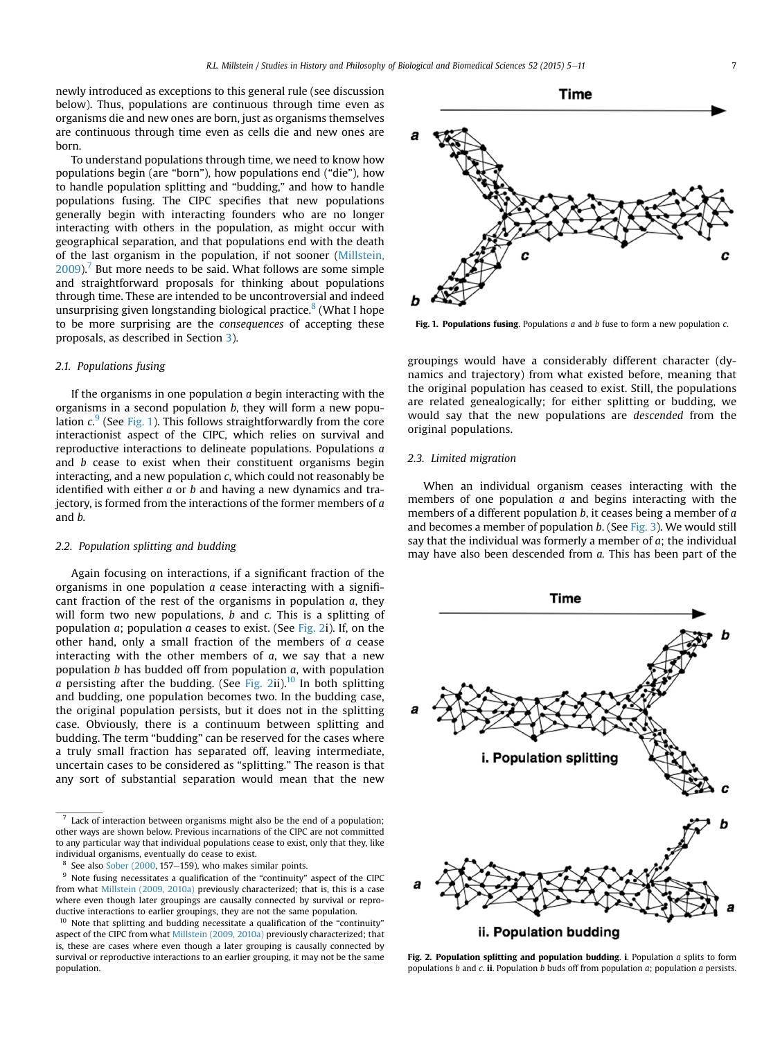newly introduced as exceptions to this general rule (see discussion below). Thus, populations are continuous through time even as organisms die and new ones are born, just as organisms themselves are continuous through time even as cells die and new ones are born.

To understand populations through time, we need to know how populations begin (are "born"), how populations end ("die"), how to handle population splitting and "budding," and how to handle populations fusing. The CIPC specifies that new populations generally begin with interacting founders who are no longer interacting with others in the population, as might occur with geographical separation, and that populations end with the death of the last organism in the population, if not sooner (Millstein, 2009).[7] But more needs to be said. What follows are some simple and straightforward proposals for thinking about populations through time. These are intended to be uncontroversial and indeed unsurprising given longstanding biological practice.[8] (What I hope to be more surprising are the *consequences* of accepting these proposals, as described in Section 3).

### 2.1. Populations fusing

If the organisms in one population *a* begin interacting with the organisms in a second population *b*, they will form a new population *c*.[9] (See Fig. 1). This follows straightforwardly from the core interactionist aspect of the CIPC, which relies on survival and reproductive interactions to delineate populations. Populations *a* and *b* cease to exist when their constituent organisms begin interacting, and a new population *c*, which could not reasonably be identified with either *a* or *b* and having a new dynamics and trajectory, is formed from the interactions of the former members of *a* and *b*.

**Fig. 1. Populations fusing**. Populations *a* and *b* fuse to form a new population *c*.

### 2.2. Population splitting and budding

Again focusing on interactions, if a significant fraction of the organisms in one population *a* cease interacting with a significant fraction of the rest of the organisms in population *a*, they will form two new populations, *b* and *c*. This is a splitting of population *a*; population *a* ceases to exist. (See Fig. 2i). If, on the other hand, only a small fraction of the members of *a* cease interacting with the other members of *a*, we say that a new population *b* has budded off from population *a*, with population *a* persisting after the budding. (See Fig. 2ii).[10] In both splitting and budding, one population becomes two. In the budding case, the original population persists, but it does not in the splitting case. Obviously, there is a continuum between splitting and budding. The term "budding" can be reserved for the cases where a truly small fraction has separated off, leaving intermediate, uncertain cases to be considered as "splitting." The reason is that any sort of substantial separation would mean that the new groupings would have a considerably different character (dynamics and trajectory) from what existed before, meaning that the original population has ceased to exist. Still, the populations are related genealogically; for either splitting or budding, we would say that the new populations are *descended* from the original populations.

**Fig. 2. Population splitting and population budding**. **i**. Population *a* splits to form populations *b* and *c*. **ii**. Population *b* buds off from population *a*; population *a* persists.

### 2.3. Limited migration

When an individual organism ceases interacting with the members of one population *a* and begins interacting with the members of a different population *b*, it ceases being a member of *a* and becomes a member of population *b*. (See Fig. 3). We would still say that the individual was formerly a member of *a*; the individual may have also been descended from *a*. This has been part of the

---

[7] Lack of interaction between organisms might also be the end of a population; other ways are shown below. Previous incarnations of the CIPC are not committed to any particular way that individual populations cease to exist, only that they, like individual organisms, eventually do cease to exist.

[8] See also Sober (2000, 157–159), who makes similar points.

[9] Note fusing necessitates a qualification of the "continuity" aspect of the CIPC from what Millstein (2009, 2010a) previously characterized; that is, this is a case where even though later groupings are causally connected by survival or reproductive interactions to earlier groupings, they are not the same population.

[10] Note that splitting and budding necessitate a qualification of the "continuity" aspect of the CIPC from what Millstein (2009, 2010a) previously characterized; that is, these are cases where even though a later grouping is causally connected by survival or reproductive interactions to an earlier grouping, it may not be the same population.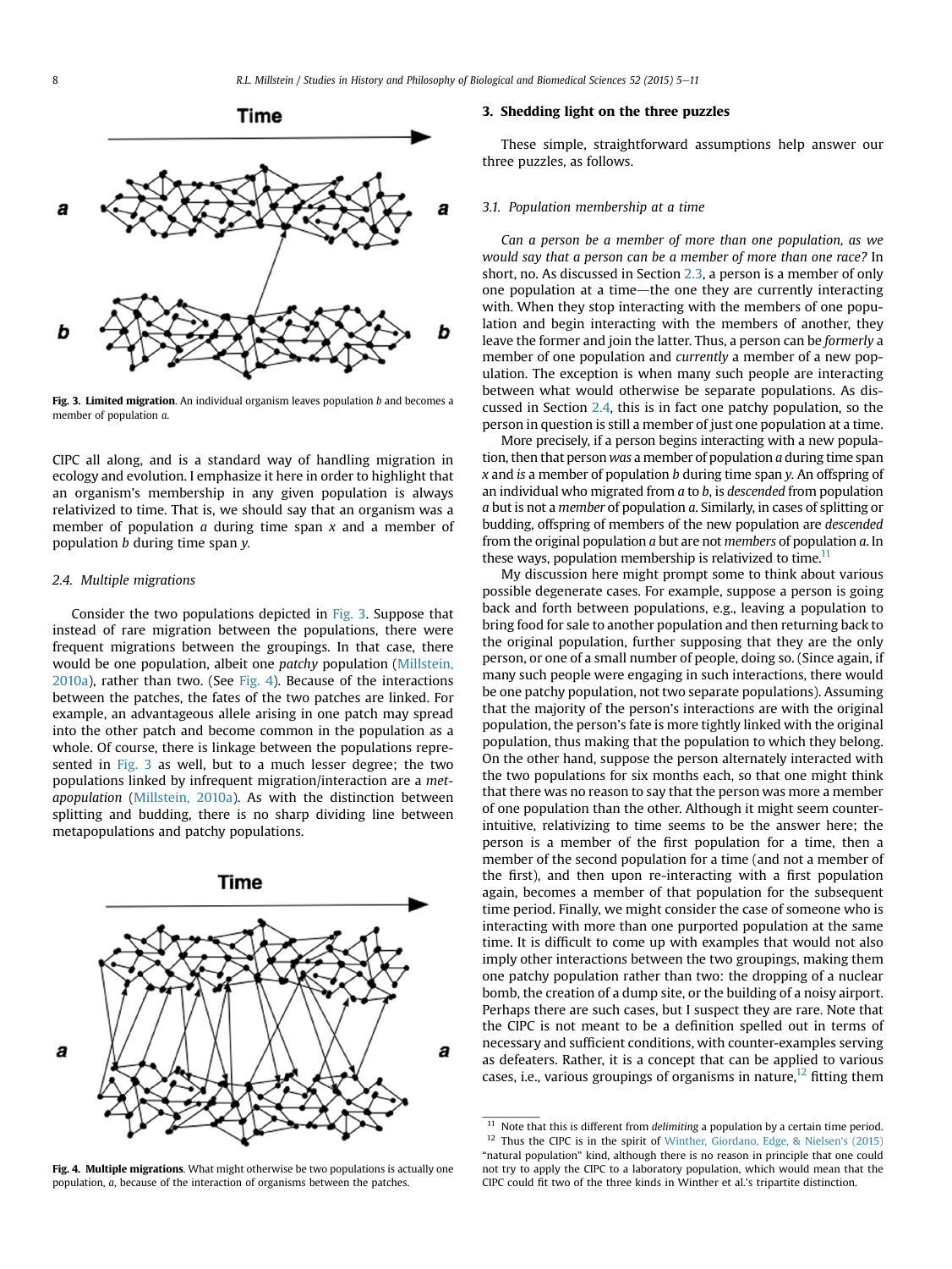Time

a a

b b

**Fig. 3. Limited migration**. An individual organism leaves population *b* and becomes a member of population *a*.

CIPC all along, and is a standard way of handling migration in ecology and evolution. I emphasize it here in order to highlight that an organism's membership in any given population is always relativized to time. That is, we should say that an organism was a member of population *a* during time span *x* and a member of population *b* during time span *y*.

### 2.4. Multiple migrations

Consider the two populations depicted in Fig. 3. Suppose that instead of rare migration between the populations, there were frequent migrations between the groupings. In that case, there would be one population, albeit one *patchy* population (Millstein, 2010a), rather than two. (See Fig. 4). Because of the interactions between the patches, the fates of the two patches are linked. For example, an advantageous allele arising in one patch may spread into the other patch and become common in the population as a whole. Of course, there is linkage between the populations represented in Fig. 3 as well, but to a much lesser degree; the two populations linked by infrequent migration/interaction are a *metapopulation* (Millstein, 2010a). As with the distinction between splitting and budding, there is no sharp dividing line between metapopulations and patchy populations.

Time

a a

**Fig. 4. Multiple migrations**. What might otherwise be two populations is actually one population, *a*, because of the interaction of organisms between the patches.

## 3. Shedding light on the three puzzles

These simple, straightforward assumptions help answer our three puzzles, as follows.

### 3.1. Population membership at a time

*Can a person be a member of more than one population, as we would say that a person can be a member of more than one race?* In short, no. As discussed in Section 2.3, a person is a member of only one population at a time—the one they are currently interacting with. When they stop interacting with the members of one population and begin interacting with the members of another, they leave the former and join the latter. Thus, a person can be *formerly* a member of one population and *currently* a member of a new population. The exception is when many such people are interacting between what would otherwise be separate populations. As discussed in Section 2.4, this is in fact one patchy population, so the person in question is still a member of just one population at a time.

More precisely, if a person begins interacting with a new population, then that person *was* a member of population *a* during time span *x* and *is* a member of population *b* during time span *y*. An offspring of an individual who migrated from *a* to *b*, is *descended* from population *a* but is not a *member* of population *a*. Similarly, in cases of splitting or budding, offspring of members of the new population are *descended* from the original population *a* but are not *members* of population *a*. In these ways, population membership is relativized to time.[11]

My discussion here might prompt some to think about various possible degenerate cases. For example, suppose a person is going back and forth between populations, e.g., leaving a population to bring food for sale to another population and then returning back to the original population, further supposing that they are the only person, or one of a small number of people, doing so. (Since again, if many such people were engaging in such interactions, there would be one patchy population, not two separate populations). Assuming that the majority of the person's interactions are with the original population, the person's fate is more tightly linked with the original population, thus making that the population to which they belong. On the other hand, suppose the person alternately interacted with the two populations for six months each, so that one might think that there was no reason to say that the person was more a member of one population than the other. Although it might seem counterintuitive, relativizing to time seems to be the answer here; the person is a member of the first population for a time, then a member of the second population for a time (and not a member of the first), and then upon re-interacting with a first population again, becomes a member of that population for the subsequent time period. Finally, we might consider the case of someone who is interacting with more than one purported population at the same time. It is difficult to come up with examples that would not also imply other interactions between the two groupings, making them one patchy population rather than two: the dropping of a nuclear bomb, the creation of a dump site, or the building of a noisy airport. Perhaps there are such cases, but I suspect they are rare. Note that the CIPC is not meant to be a definition spelled out in terms of necessary and sufficient conditions, with counter-examples serving as defeaters. Rather, it is a concept that can be applied to various cases, i.e., various groupings of organisms in nature,[12] fitting them

[11] Note that this is different from *delimiting* a population by a certain time period.

[12] Thus the CIPC is in the spirit of Winther, Giordano, Edge, & Nielsen's (2015) "natural population" kind, although there is no reason in principle that one could not try to apply the CIPC to a laboratory population, which would mean that the CIPC could fit two of the three kinds in Winther et al.'s tripartite distinction.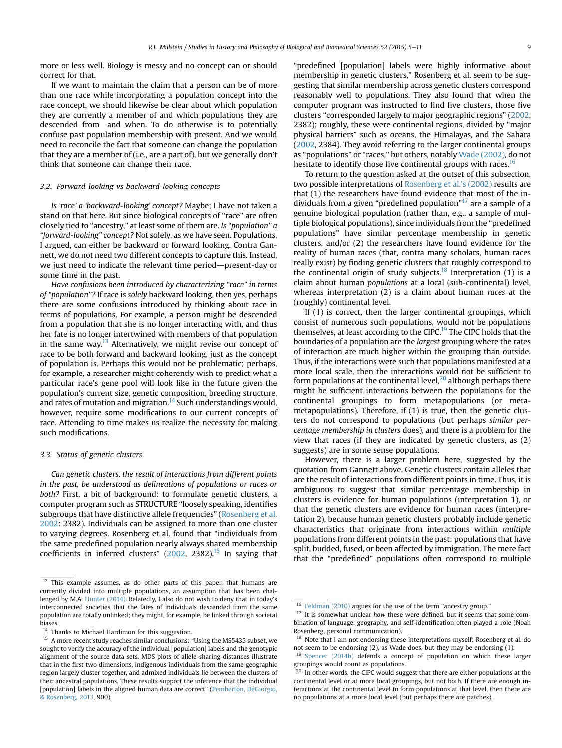more or less well. Biology is messy and no concept can or should correct for that.

If we want to maintain the claim that a person can be of more than one race while incorporating a population concept into the race concept, we should likewise be clear about which population they are currently a member of and which populations they are descended from—and when. To do otherwise is to potentially confuse past population membership with present. And we would need to reconcile the fact that someone can change the population that they are a member of (i.e., are a part of), but we generally don't think that someone can change their race.

### 3.2. Forward-looking vs backward-looking concepts

*Is 'race' a 'backward-looking' concept?* Maybe; I have not taken a stand on that here. But since biological concepts of "race" are often closely tied to "ancestry," at least some of them are. *Is "population" a "forward-looking" concept?* Not solely, as we have seen. Populations, I argued, can either be backward or forward looking. Contra Gannett, we do not need two different concepts to capture this. Instead, we just need to indicate the relevant time period—present-day or some time in the past.

*Have confusions been introduced by characterizing "race" in terms of "population"?* If race is *solely* backward looking, then yes, perhaps there are some confusions introduced by thinking about race in terms of populations. For example, a person might be descended from a population that she is no longer interacting with, and thus her fate is no longer intertwined with members of that population in the same way.[13] Alternatively, we might revise our concept of race to be both forward and backward looking, just as the concept of population is. Perhaps this would not be problematic; perhaps, for example, a researcher might coherently wish to predict what a particular race's gene pool will look like in the future given the population's current size, genetic composition, breeding structure, and rates of mutation and migration.[14] Such understandings would, however, require some modifications to our current concepts of race. Attending to time makes us realize the necessity for making such modifications.

### 3.3. Status of genetic clusters

*Can genetic clusters, the result of interactions from different points in the past, be understood as delineations of populations or races or both?* First, a bit of background: to formulate genetic clusters, a computer program such as STRUCTURE "loosely speaking, identifies subgroups that have distinctive allele frequencies" (Rosenberg et al. 2002: 2382). Individuals can be assigned to more than one cluster to varying degrees. Rosenberg et al. found that "individuals from the same predefined population nearly always shared membership coefficients in inferred clusters" (2002, 2382).[15] In saying that "predefined [population] labels were highly informative about membership in genetic clusters," Rosenberg et al. seem to be suggesting that similar membership across genetic clusters correspond reasonably well to populations. They also found that when the computer program was instructed to find five clusters, those five clusters "corresponded largely to major geographic regions" (2002, 2382); roughly, these were continental regions, divided by "major physical barriers" such as oceans, the Himalayas, and the Sahara (2002, 2384). They avoid referring to the larger continental groups as "populations" or "races," but others, notably Wade (2002), do not hesitate to identify those five continental groups with races.[16]

To return to the question asked at the outset of this subsection, two possible interpretations of Rosenberg et al.'s (2002) results are that (1) the researchers have found evidence that most of the individuals from a given "predefined population"[17] are a sample of a genuine biological population (rather than, e.g., a sample of multiple biological populations), since individuals from the "predefined populations" have similar percentage membership in genetic clusters, and/or (2) the researchers have found evidence for the reality of human races (that, contra many scholars, human races really exist) by finding genetic clusters that roughly correspond to the continental origin of study subjects.[18] Interpretation (1) is a claim about human *populations* at a local (sub-continental) level, whereas interpretation (2) is a claim about human *races* at the (roughly) continental level.

If (1) is correct, then the larger continental groupings, which consist of numerous such populations, would not be populations themselves, at least according to the CIPC.[19] The CIPC holds that the boundaries of a population are the *largest* grouping where the rates of interaction are much higher within the grouping than outside. Thus, if the interactions were such that populations manifested at a more local scale, then the interactions would not be sufficient to form populations at the continental level,[20] although perhaps there might be sufficient interactions between the populations for the continental groupings to form metapopulations (or meta-metapopulations). Therefore, if (1) is true, then the genetic clusters do not correspond to populations (but perhaps *similar percentage membership in clusters* does), and there is a problem for the view that races (if they are indicated by genetic clusters, as (2) suggests) are in some sense populations.

However, there is a larger problem here, suggested by the quotation from Gannett above. Genetic clusters contain alleles that are the result of interactions from different points in time. Thus, it is ambiguous to suggest that similar percentage membership in clusters is evidence for human populations (interpretation 1), or that the genetic clusters are evidence for human races (interpretation 2), because human genetic clusters probably include genetic characteristics that originate from interactions within *multiple* populations from different points in the past: populations that have split, budded, fused, or been affected by immigration. The mere fact that the "predefined" populations often correspond to multiple

---

[13] This example assumes, as do other parts of this paper, that humans are currently divided into multiple populations, an assumption that has been challenged by M.A. Hunter (2014). Relatedly, I also do not wish to deny that in today's interconnected societies that the fates of individuals descended from the same population are totally unlinked; they might, for example, be linked through societal biases.

[14] Thanks to Michael Hardimon for this suggestion.

[15] A more recent study reaches similar conclusions: "Using the MS5435 subset, we sought to verify the accuracy of the individual [population] labels and the genotypic alignment of the source data sets. MDS plots of allele-sharing-distances illustrate that in the first two dimensions, indigenous individuals from the same geographic region largely cluster together, and admixed individuals lie between the clusters of their ancestral populations. These results support the inference that the individual [population] labels in the aligned human data are correct" (Pemberton, DeGiorgio, & Rosenberg, 2013, 900).

[16] Feldman (2010) argues for the use of the term "ancestry group."

[17] It is somewhat unclear *how* these were defined, but it seems that some combination of language, geography, and self-identification often played a role (Noah Rosenberg, personal communication).

[18] Note that I am not endorsing these interpretations myself; Rosenberg et al. do not seem to be endorsing (2), as Wade does, but they may be endorsing (1).

[19] Spencer (2014b) defends a concept of population on which these larger groupings would count as populations.

[20] In other words, the CIPC would suggest that there are either populations at the continental level or at more local groupings, but not both. If there are enough interactions at the continental level to form populations at that level, then there are no populations at a more local level (but perhaps there are patches).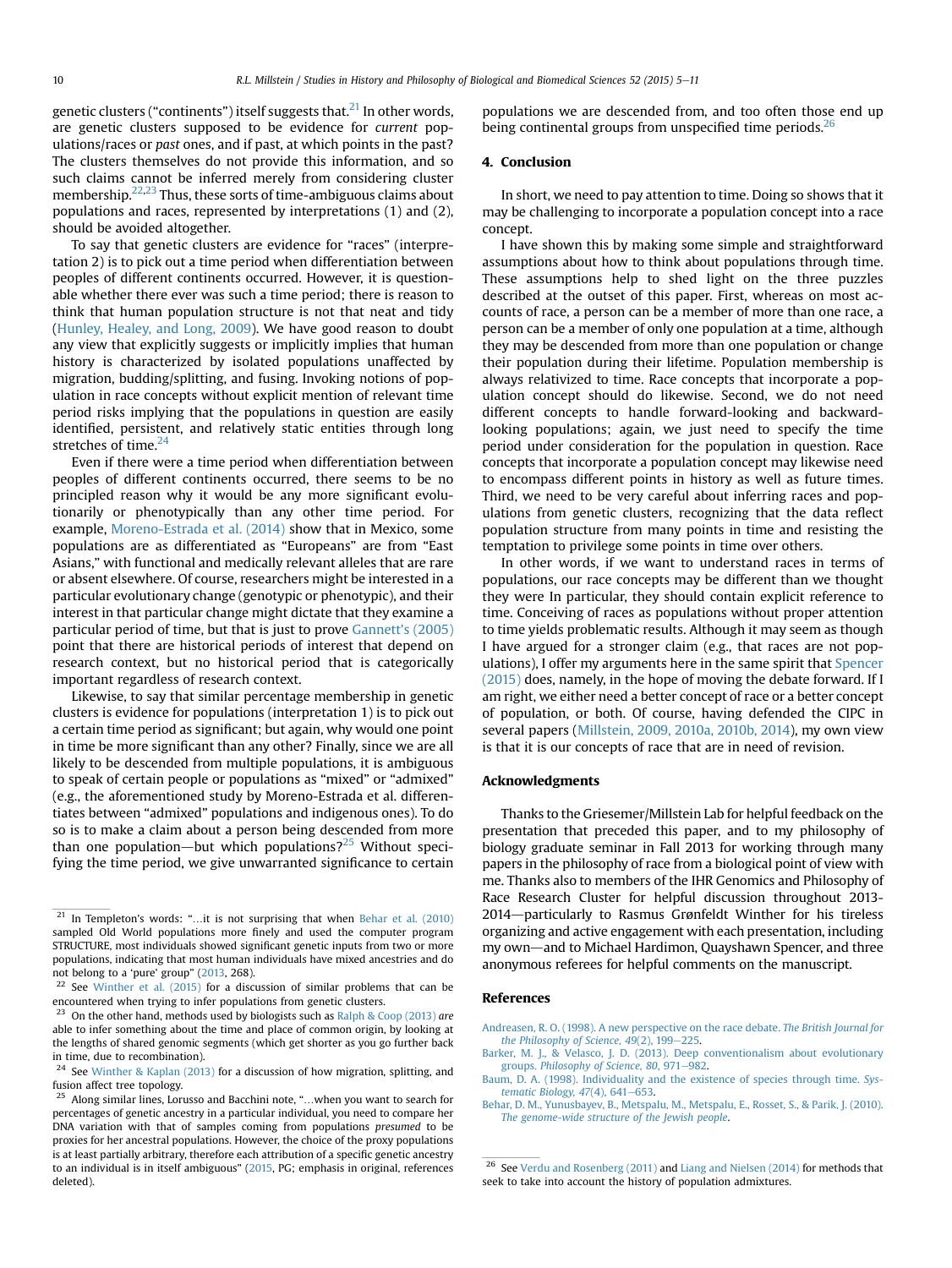genetic clusters ("continents") itself suggests that.[21] In other words, are genetic clusters supposed to be evidence for *current* populations/races or *past* ones, and if past, at which points in the past? The clusters themselves do not provide this information, and so such claims cannot be inferred merely from considering cluster membership.[22,23] Thus, these sorts of time-ambiguous claims about populations and races, represented by interpretations (1) and (2), should be avoided altogether.

To say that genetic clusters are evidence for "races" (interpretation 2) is to pick out a time period when differentiation between peoples of different continents occurred. However, it is questionable whether there ever was such a time period; there is reason to think that human population structure is not that neat and tidy (Hunley, Healey, and Long, 2009). We have good reason to doubt any view that explicitly suggests or implicitly implies that human history is characterized by isolated populations unaffected by migration, budding/splitting, and fusing. Invoking notions of population in race concepts without explicit mention of relevant time period risks implying that the populations in question are easily identified, persistent, and relatively static entities through long stretches of time.[24]

Even if there were a time period when differentiation between peoples of different continents occurred, there seems to be no principled reason why it would be any more significant evolutionarily or phenotypically than any other time period. For example, Moreno-Estrada et al. (2014) show that in Mexico, some populations are as differentiated as "Europeans" are from "East Asians," with functional and medically relevant alleles that are rare or absent elsewhere. Of course, researchers might be interested in a particular evolutionary change (genotypic or phenotypic), and their interest in that particular change might dictate that they examine a particular period of time, but that is just to prove Gannett's (2005) point that there are historical periods of interest that depend on research context, but no historical period that is categorically important regardless of research context.

Likewise, to say that similar percentage membership in genetic clusters is evidence for populations (interpretation 1) is to pick out a certain time period as significant; but again, why would one point in time be more significant than any other? Finally, since we are all likely to be descended from multiple populations, it is ambiguous to speak of certain people or populations as "mixed" or "admixed" (e.g., the aforementioned study by Moreno-Estrada et al. differentiates between "admixed" populations and indigenous ones). To do so is to make a claim about a person being descended from more than one population—but which populations?[25] Without specifying the time period, we give unwarranted significance to certain populations we are descended from, and too often those end up being continental groups from unspecified time periods.[26]

## 4. Conclusion

In short, we need to pay attention to time. Doing so shows that it may be challenging to incorporate a population concept into a race concept.

I have shown this by making some simple and straightforward assumptions about how to think about populations through time. These assumptions help to shed light on the three puzzles described at the outset of this paper. First, whereas on most accounts of race, a person can be a member of more than one race, a person can be a member of only one population at a time, although they may be descended from more than one population or change their population during their lifetime. Population membership is always relativized to time. Race concepts that incorporate a population concept should do likewise. Second, we do not need different concepts to handle forward-looking and backward-looking populations; again, we just need to specify the time period under consideration for the population in question. Race concepts that incorporate a population concept may likewise need to encompass different points in history as well as future times. Third, we need to be very careful about inferring races and populations from genetic clusters, recognizing that the data reflect population structure from many points in time and resisting the temptation to privilege some points in time over others.

In other words, if we want to understand races in terms of populations, our race concepts may be different than we thought they were In particular, they should contain explicit reference to time. Conceiving of races as populations without proper attention to time yields problematic results. Although it may seem as though I have argued for a stronger claim (e.g., that races are not populations), I offer my arguments here in the same spirit that Spencer (2015) does, namely, in the hope of moving the debate forward. If I am right, we either need a better concept of race or a better concept of population, or both. Of course, having defended the CIPC in several papers (Millstein, 2009, 2010a, 2010b, 2014), my own view is that it is our concepts of race that are in need of revision.

## Acknowledgments

Thanks to the Griesemer/Millstein Lab for helpful feedback on the presentation that preceded this paper, and to my philosophy of biology graduate seminar in Fall 2013 for working through many papers in the philosophy of race from a biological point of view with me. Thanks also to members of the IHR Genomics and Philosophy of Race Research Cluster for helpful discussion throughout 2013-2014—particularly to Rasmus Grønfeldt Winther for his tireless organizing and active engagement with each presentation, including my own—and to Michael Hardimon, Quayshawn Spencer, and three anonymous referees for helpful comments on the manuscript.

## References

Andreasen, R. O. (1998). A new perspective on the race debate. *The British Journal for the Philosophy of Science, 49*(2), 199–225.

Barker, M. J., & Velasco, J. D. (2013). Deep conventionalism about evolutionary groups. *Philosophy of Science, 80*, 971–982.

Baum, D. A. (1998). Individuality and the existence of species through time. *Systematic Biology, 47*(4), 641–653.

Behar, D. M., Yunusbayev, B., Metspalu, M., Metspalu, E., Rosset, S., & Parik, J. (2010). *The genome-wide structure of the Jewish people*.

---

[21] In Templeton's words: "…it is not surprising that when Behar et al. (2010) sampled Old World populations more finely and used the computer program STRUCTURE, most individuals showed significant genetic inputs from two or more populations, indicating that most human individuals have mixed ancestries and do not belong to a 'pure' group" (2013, 268).

[22] See Winther et al. (2015) for a discussion of similar problems that can be encountered when trying to infer populations from genetic clusters.

[23] On the other hand, methods used by biologists such as Ralph & Coop (2013) *are* able to infer something about the time and place of common origin, by looking at the lengths of shared genomic segments (which get shorter as you go further back in time, due to recombination).

[24] See Winther & Kaplan (2013) for a discussion of how migration, splitting, and fusion affect tree topology.

[25] Along similar lines, Lorusso and Bacchini note, "…when you want to search for percentages of genetic ancestry in a particular individual, you need to compare her DNA variation with that of samples coming from populations *presumed* to be proxies for her ancestral populations. However, the choice of the proxy populations is at least partially arbitrary, therefore each attribution of a specific genetic ancestry to an individual is in itself ambiguous" (2015, PG; emphasis in original, references deleted).

[26] See Verdu and Rosenberg (2011) and Liang and Nielsen (2014) for methods that seek to take into account the history of population admixtures.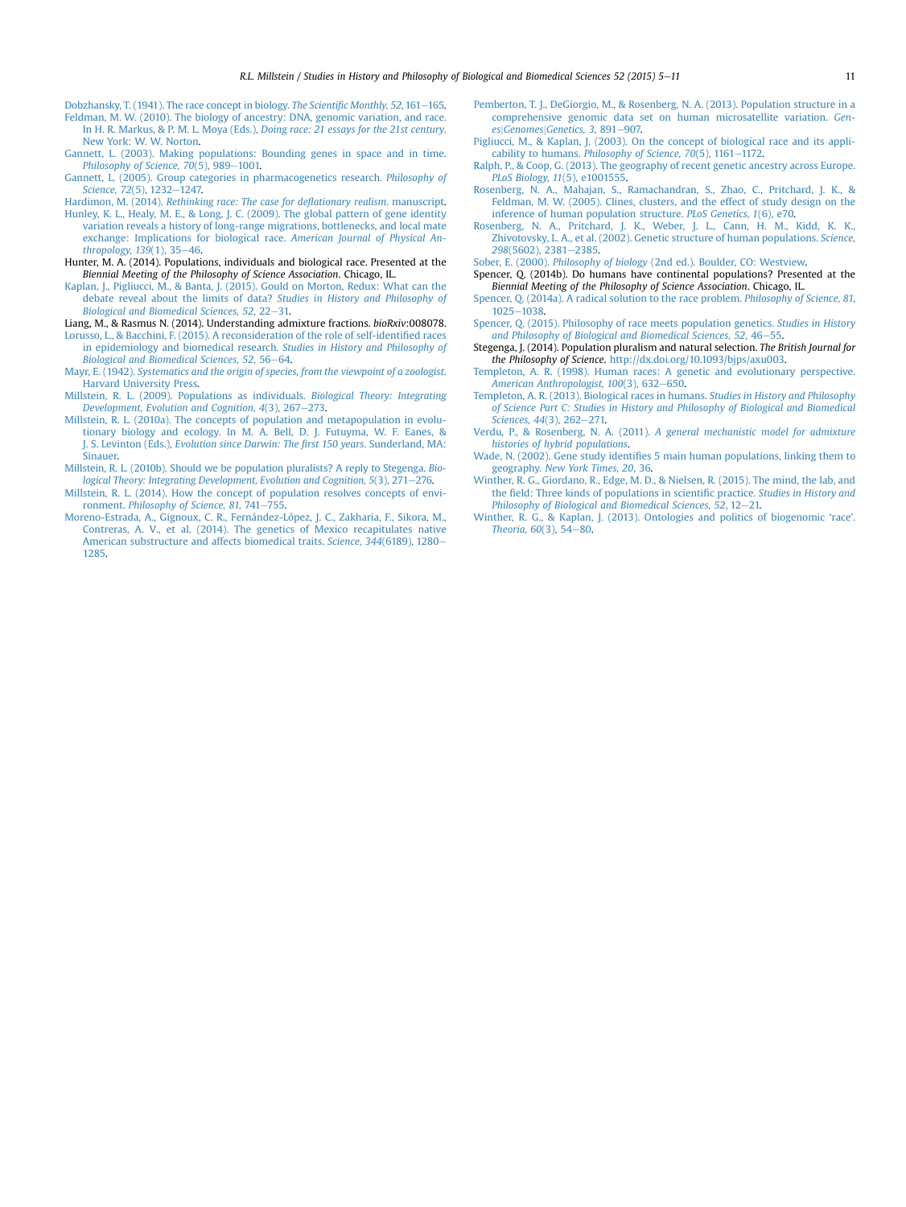Dobzhansky, T. (1941). The race concept in biology. *The Scientific Monthly, 52*, 161–165.

Feldman, M. W. (2010). The biology of ancestry: DNA, genomic variation, and race. In H. R. Markus, & P. M. L. Moya (Eds.), *Doing race: 21 essays for the 21st century*. New York: W. W. Norton.

Gannett, L. (2003). Making populations: Bounding genes in space and in time. *Philosophy of Science, 70*(5), 989–1001.

Gannett, L. (2005). Group categories in pharmacogenetics research. *Philosophy of Science, 72*(5), 1232–1247.

Hardimon, M. (2014). *Rethinking race: The case for deflationary realism*. manuscript.

Hunley, K. L., Healy, M. E., & Long, J. C. (2009). The global pattern of gene identity variation reveals a history of long-range migrations, bottlenecks, and local mate exchange: Implications for biological race. *American Journal of Physical Anthropology, 139*(1), 35–46.

Hunter, M. A. (2014). Populations, individuals and biological race. Presented at the *Biennial Meeting of the Philosophy of Science Association*. Chicago, IL.

Kaplan, J., Pigliucci, M., & Banta, J. (2015). Gould on Morton, Redux: What can the debate reveal about the limits of data? *Studies in History and Philosophy of Biological and Biomedical Sciences, 52*, 22–31.

Liang, M., & Rasmus N. (2014). Understanding admixture fractions. *bioRxiv*:008078.

Lorusso, L., & Bacchini, F. (2015). A reconsideration of the role of self-identified races in epidemiology and biomedical research. *Studies in History and Philosophy of Biological and Biomedical Sciences, 52*, 56–64.

Mayr, E. (1942). *Systematics and the origin of species, from the viewpoint of a zoologist*. Harvard University Press.

Millstein, R. L. (2009). Populations as individuals. *Biological Theory: Integrating Development, Evolution and Cognition, 4*(3), 267–273.

Millstein, R. L. (2010a). The concepts of population and metapopulation in evolutionary biology and ecology. In M. A. Bell, D. J. Futuyma, W. F. Eanes, & J. S. Levinton (Eds.), *Evolution since Darwin: The first 150 years*. Sunderland, MA: Sinauer.

Millstein, R. L. (2010b). Should we be population pluralists? A reply to Stegenga. *Biological Theory: Integrating Development, Evolution and Cognition, 5*(3), 271–276.

Millstein, R. L. (2014). How the concept of population resolves concepts of environment. *Philosophy of Science, 81*, 741–755.

Moreno-Estrada, A., Gignoux, C. R., Fernández-López, J. C., Zakharia, F., Sikora, M., Contreras, A. V., et al. (2014). The genetics of Mexico recapitulates native American substructure and affects biomedical traits. *Science, 344*(6189), 1280–1285.

Pemberton, T. J., DeGiorgio, M., & Rosenberg, N. A. (2013). Population structure in a comprehensive genomic data set on human microsatellite variation. *Genes|Genomes|Genetics, 3*, 891–907.

Pigliucci, M., & Kaplan, J. (2003). On the concept of biological race and its applicability to humans. *Philosophy of Science, 70*(5), 1161–1172.

Ralph, P., & Coop, G. (2013). The geography of recent genetic ancestry across Europe. *PLoS Biology, 11*(5), e1001555.

Rosenberg, N. A., Mahajan, S., Ramachandran, S., Zhao, C., Pritchard, J. K., & Feldman, M. W. (2005). Clines, clusters, and the effect of study design on the inference of human population structure. *PLoS Genetics, 1*(6), e70.

Rosenberg, N. A., Pritchard, J. K., Weber, J. L., Cann, H. M., Kidd, K. K., Zhivotovsky, L. A., et al. (2002). Genetic structure of human populations. *Science, 298*(5602), 2381–2385.

Sober, E. (2000). *Philosophy of biology* (2nd ed.). Boulder, CO: Westview.

Spencer, Q. (2014b). Do humans have continental populations? Presented at the *Biennial Meeting of the Philosophy of Science Association*. Chicago, IL.

Spencer, Q. (2014a). A radical solution to the race problem. *Philosophy of Science, 81*, 1025–1038.

Spencer, Q. (2015). Philosophy of race meets population genetics. *Studies in History and Philosophy of Biological and Biomedical Sciences, 52*, 46–55.

Stegenga, J. (2014). Population pluralism and natural selection. *The British Journal for the Philosophy of Science*. http://dx.doi.org/10.1093/bjps/axu003.

Templeton, A. R. (1998). Human races: A genetic and evolutionary perspective. *American Anthropologist, 100*(3), 632–650.

Templeton, A. R. (2013). Biological races in humans. *Studies in History and Philosophy of Science Part C: Studies in History and Philosophy of Biological and Biomedical Sciences, 44*(3), 262–271.

Verdu, P., & Rosenberg, N. A. (2011). *A general mechanistic model for admixture histories of hybrid populations*.

Wade, N. (2002). Gene study identifies 5 main human populations, linking them to geography. *New York Times, 20*, 36.

Winther, R. G., Giordano, R., Edge, M. D., & Nielsen, R. (2015). The mind, the lab, and the field: Three kinds of populations in scientific practice. *Studies in History and Philosophy of Biological and Biomedical Sciences, 52*, 12–21.

Winther, R. G., & Kaplan, J. (2013). Ontologies and politics of biogenomic 'race'. *Theoria, 60*(3), 54–80.